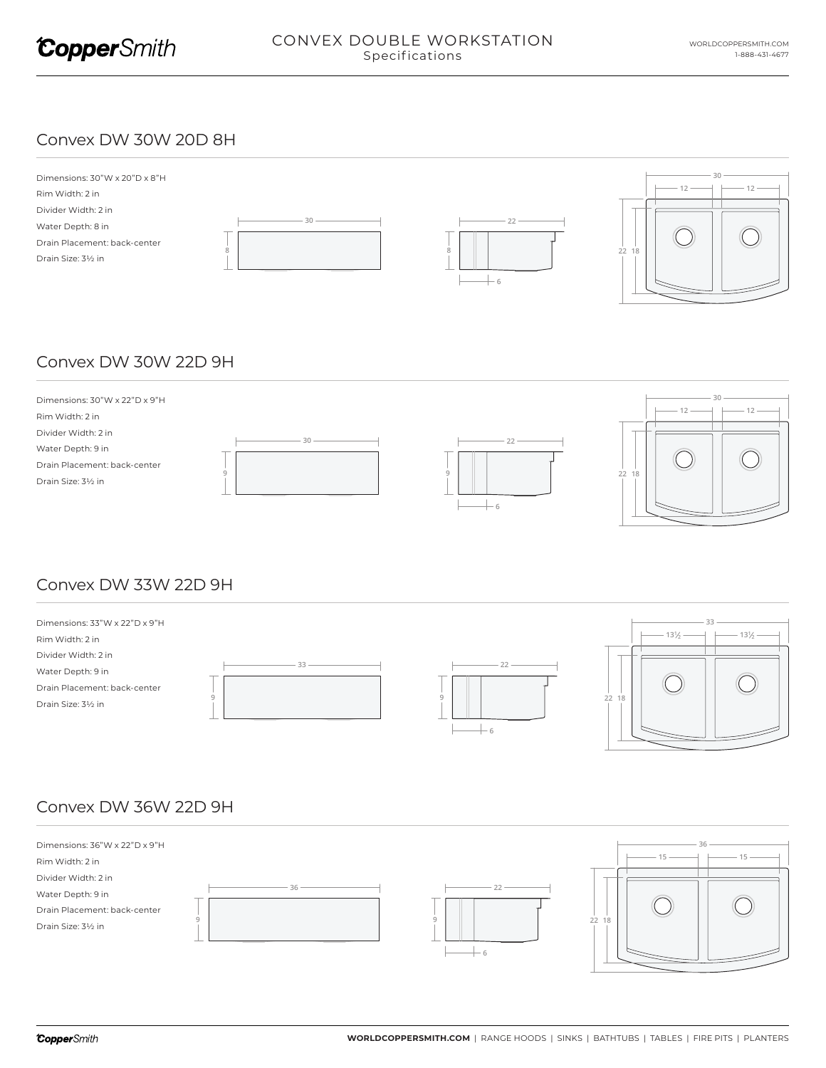# CONVEX DOUBLE WORKSTATION

Specifications

## Convex DW 30W 20D 8H

Dimensions: 30"W x 20"D x 8"H
Rim Width: 2 in
Divider Width: 2 in
Water Depth: 8 in
Drain Placement: back-center
Drain Size: 3½ in

## Convex DW 30W 22D 9H

Dimensions: 30"W x 22"D x 9"H
Rim Width: 2 in
Divider Width: 2 in
Water Depth: 9 in
Drain Placement: back-center
Drain Size: 3½ in

## Convex DW 33W 22D 9H

Dimensions: 33"W x 22"D x 9"H
Rim Width: 2 in
Divider Width: 2 in
Water Depth: 9 in
Drain Placement: back-center
Drain Size: 3½ in

## Convex DW 36W 22D 9H

Dimensions: 36"W x 22"D x 9"H
Rim Width: 2 in
Divider Width: 2 in
Water Depth: 9 in
Drain Placement: back-center
Drain Size: 3½ in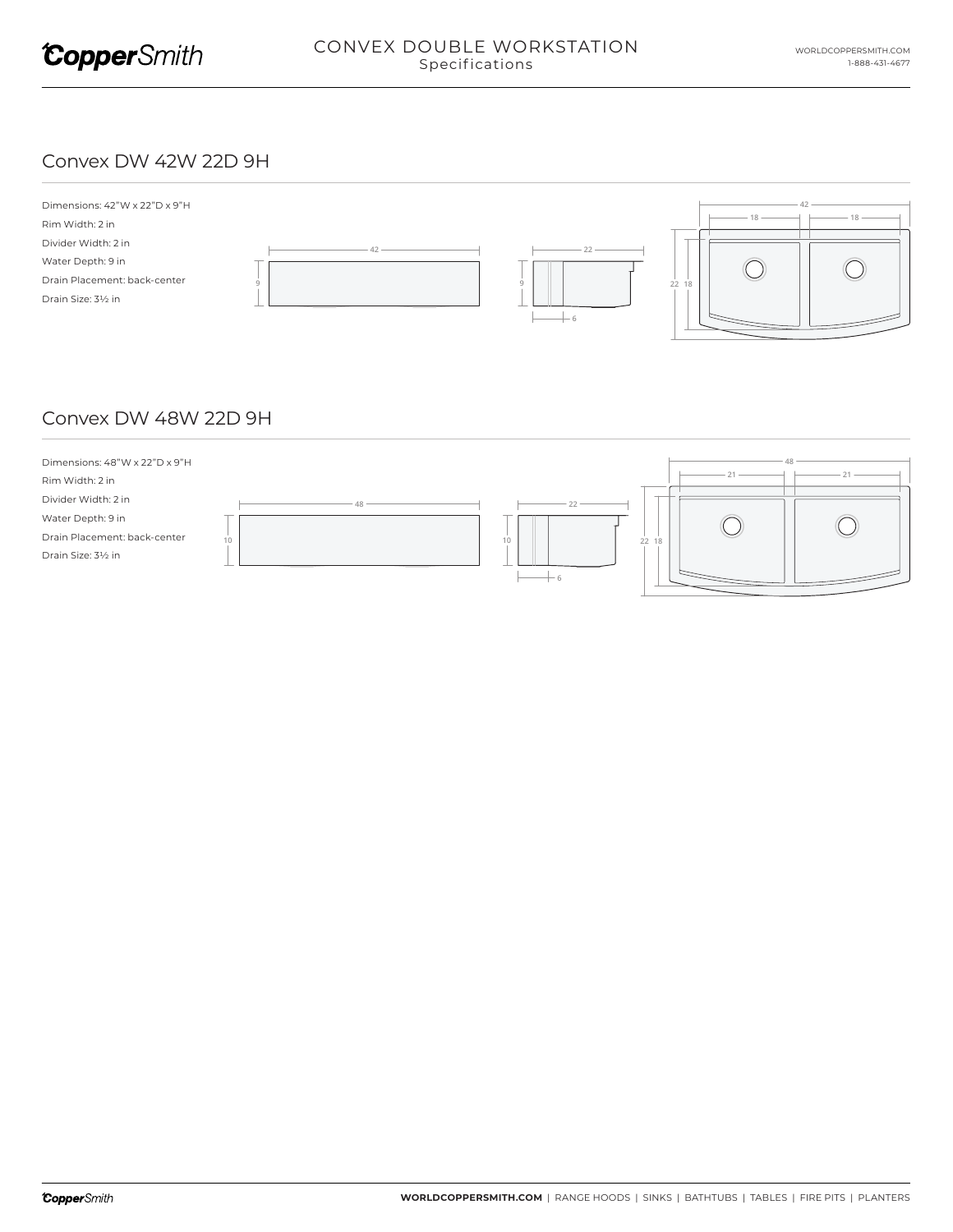# CONVEX DOUBLE WORKSTATION
Specifications

## Convex DW 42W 22D 9H

Dimensions: 42"W x 22"D x 9"H
Rim Width: 2 in
Divider Width: 2 in
Water Depth: 9 in
Drain Placement: back-center
Drain Size: 3½ in

42
9
22
9
6
42
18
18
22
18

## Convex DW 48W 22D 9H

Dimensions: 48"W x 22"D x 9"H
Rim Width: 2 in
Divider Width: 2 in
Water Depth: 9 in
Drain Placement: back-center
Drain Size: 3½ in

48
10
22
10
6
48
21
21
22
18